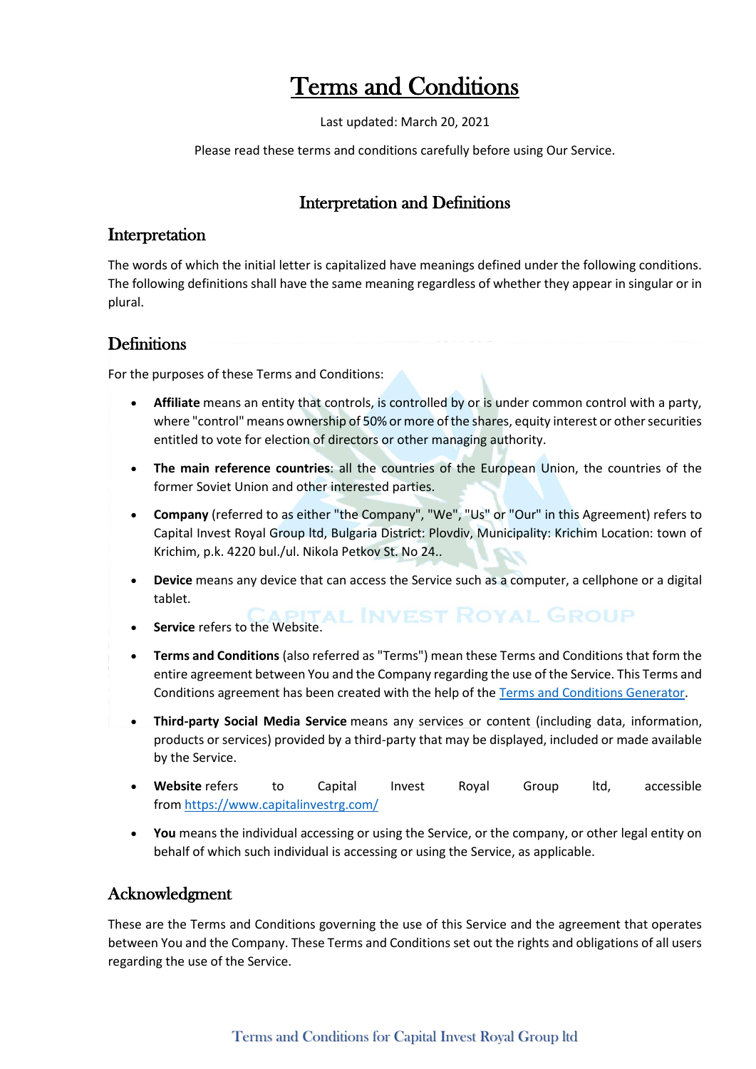# Terms and Conditions

Last updated: March 20, 2021

Please read these terms and conditions carefully before using Our Service.

## Interpretation and Definitions

### Interpretation

The words of which the initial letter is capitalized have meanings defined under the following conditions. The following definitions shall have the same meaning regardless of whether they appear in singular or in plural.

### Definitions

For the purposes of these Terms and Conditions:

- **Affiliate** means an entity that controls, is controlled by or is under common control with a party, where "control" means ownership of 50% or more of the shares, equity interest or other securities entitled to vote for election of directors or other managing authority.
- **The main reference countries**: all the countries of the European Union, the countries of the former Soviet Union and other interested parties.
- **Company** (referred to as either "the Company", "We", "Us" or "Our" in this Agreement) refers to Capital Invest Royal Group ltd, Bulgaria District: Plovdiv, Municipality: Krichim Location: town of Krichim, p.k. 4220 bul./ul. Nikola Petkov St. No 24..
- **Device** means any device that can access the Service such as a computer, a cellphone or a digital tablet.
- **Service** refers to the Website.
- **Terms and Conditions** (also referred as "Terms") mean these Terms and Conditions that form the entire agreement between You and the Company regarding the use of the Service. This Terms and Conditions agreement has been created with the help of the [Terms and Conditions Generator](#).
- **Third-party Social Media Service** means any services or content (including data, information, products or services) provided by a third-party that may be displayed, included or made available by the Service.
- **Website** refers to Capital Invest Royal Group ltd, accessible from [https://www.capitalinvestrg.com/](https://www.capitalinvestrg.com/)
- **You** means the individual accessing or using the Service, or the company, or other legal entity on behalf of which such individual is accessing or using the Service, as applicable.

### Acknowledgment

These are the Terms and Conditions governing the use of this Service and the agreement that operates between You and the Company. These Terms and Conditions set out the rights and obligations of all users regarding the use of the Service.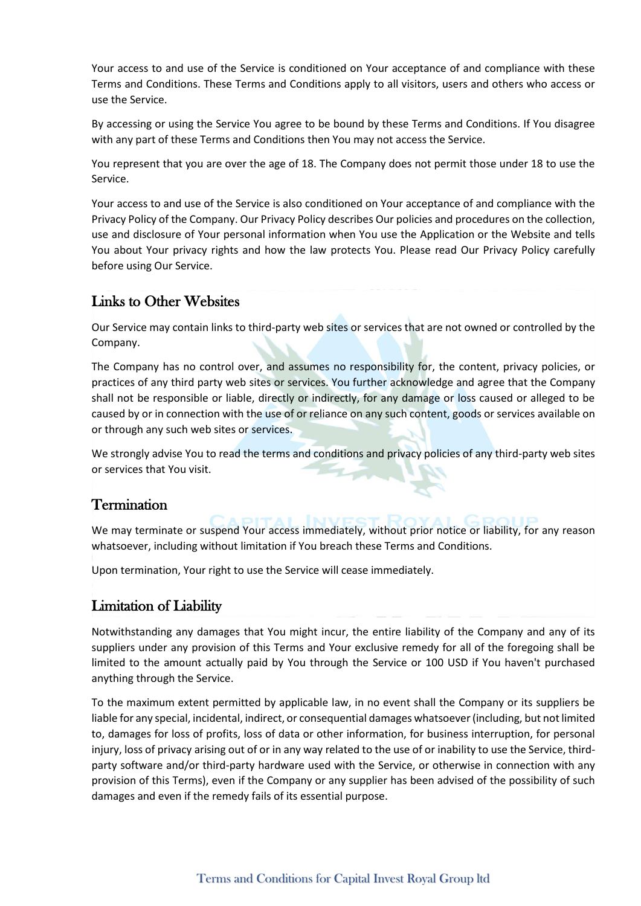Your access to and use of the Service is conditioned on Your acceptance of and compliance with these Terms and Conditions. These Terms and Conditions apply to all visitors, users and others who access or use the Service.

By accessing or using the Service You agree to be bound by these Terms and Conditions. If You disagree with any part of these Terms and Conditions then You may not access the Service.

You represent that you are over the age of 18. The Company does not permit those under 18 to use the Service.

Your access to and use of the Service is also conditioned on Your acceptance of and compliance with the Privacy Policy of the Company. Our Privacy Policy describes Our policies and procedures on the collection, use and disclosure of Your personal information when You use the Application or the Website and tells You about Your privacy rights and how the law protects You. Please read Our Privacy Policy carefully before using Our Service.

## Links to Other Websites

Our Service may contain links to third-party web sites or services that are not owned or controlled by the Company.

The Company has no control over, and assumes no responsibility for, the content, privacy policies, or practices of any third party web sites or services. You further acknowledge and agree that the Company shall not be responsible or liable, directly or indirectly, for any damage or loss caused or alleged to be caused by or in connection with the use of or reliance on any such content, goods or services available on or through any such web sites or services.

We strongly advise You to read the terms and conditions and privacy policies of any third-party web sites or services that You visit.

## Termination

We may terminate or suspend Your access immediately, without prior notice or liability, for any reason whatsoever, including without limitation if You breach these Terms and Conditions.

Upon termination, Your right to use the Service will cease immediately.

## Limitation of Liability

Notwithstanding any damages that You might incur, the entire liability of the Company and any of its suppliers under any provision of this Terms and Your exclusive remedy for all of the foregoing shall be limited to the amount actually paid by You through the Service or 100 USD if You haven't purchased anything through the Service.

To the maximum extent permitted by applicable law, in no event shall the Company or its suppliers be liable for any special, incidental, indirect, or consequential damages whatsoever (including, but not limited to, damages for loss of profits, loss of data or other information, for business interruption, for personal injury, loss of privacy arising out of or in any way related to the use of or inability to use the Service, third-party software and/or third-party hardware used with the Service, or otherwise in connection with any provision of this Terms), even if the Company or any supplier has been advised of the possibility of such damages and even if the remedy fails of its essential purpose.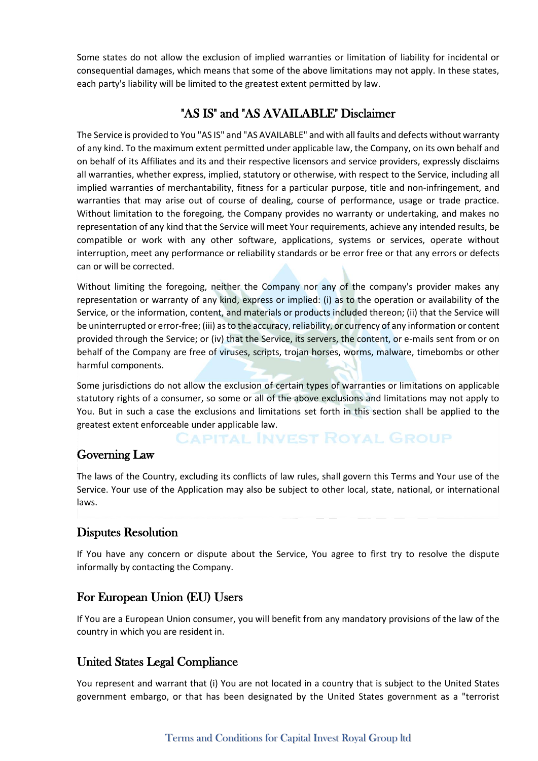Some states do not allow the exclusion of implied warranties or limitation of liability for incidental or consequential damages, which means that some of the above limitations may not apply. In these states, each party's liability will be limited to the greatest extent permitted by law.

## "AS IS" and "AS AVAILABLE" Disclaimer

The Service is provided to You "AS IS" and "AS AVAILABLE" and with all faults and defects without warranty of any kind. To the maximum extent permitted under applicable law, the Company, on its own behalf and on behalf of its Affiliates and its and their respective licensors and service providers, expressly disclaims all warranties, whether express, implied, statutory or otherwise, with respect to the Service, including all implied warranties of merchantability, fitness for a particular purpose, title and non-infringement, and warranties that may arise out of course of dealing, course of performance, usage or trade practice. Without limitation to the foregoing, the Company provides no warranty or undertaking, and makes no representation of any kind that the Service will meet Your requirements, achieve any intended results, be compatible or work with any other software, applications, systems or services, operate without interruption, meet any performance or reliability standards or be error free or that any errors or defects can or will be corrected.

Without limiting the foregoing, neither the Company nor any of the company's provider makes any representation or warranty of any kind, express or implied: (i) as to the operation or availability of the Service, or the information, content, and materials or products included thereon; (ii) that the Service will be uninterrupted or error-free; (iii) as to the accuracy, reliability, or currency of any information or content provided through the Service; or (iv) that the Service, its servers, the content, or e-mails sent from or on behalf of the Company are free of viruses, scripts, trojan horses, worms, malware, timebombs or other harmful components.

Some jurisdictions do not allow the exclusion of certain types of warranties or limitations on applicable statutory rights of a consumer, so some or all of the above exclusions and limitations may not apply to You. But in such a case the exclusions and limitations set forth in this section shall be applied to the greatest extent enforceable under applicable law.

## Governing Law

The laws of the Country, excluding its conflicts of law rules, shall govern this Terms and Your use of the Service. Your use of the Application may also be subject to other local, state, national, or international laws.

## Disputes Resolution

If You have any concern or dispute about the Service, You agree to first try to resolve the dispute informally by contacting the Company.

## For European Union (EU) Users

If You are a European Union consumer, you will benefit from any mandatory provisions of the law of the country in which you are resident in.

## United States Legal Compliance

You represent and warrant that (i) You are not located in a country that is subject to the United States government embargo, or that has been designated by the United States government as a "terrorist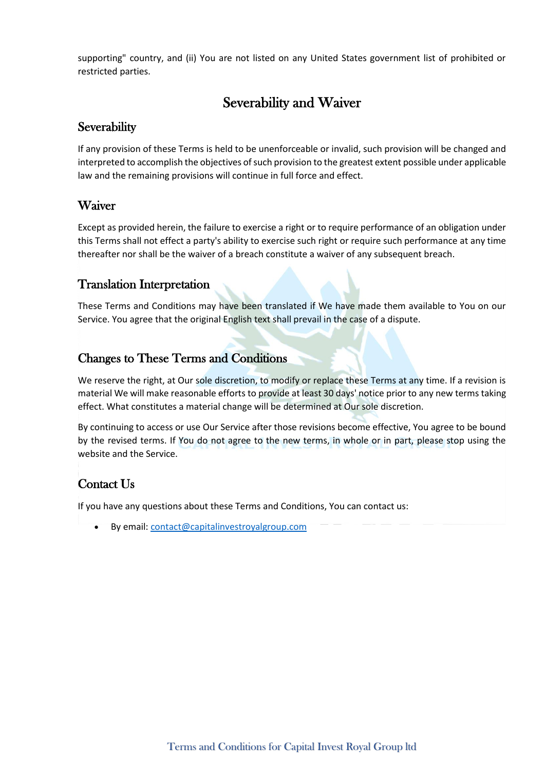supporting" country, and (ii) You are not listed on any United States government list of prohibited or restricted parties.

# Severability and Waiver

## Severability

If any provision of these Terms is held to be unenforceable or invalid, such provision will be changed and interpreted to accomplish the objectives of such provision to the greatest extent possible under applicable law and the remaining provisions will continue in full force and effect.

## Waiver

Except as provided herein, the failure to exercise a right or to require performance of an obligation under this Terms shall not effect a party's ability to exercise such right or require such performance at any time thereafter nor shall be the waiver of a breach constitute a waiver of any subsequent breach.

## Translation Interpretation

These Terms and Conditions may have been translated if We have made them available to You on our Service. You agree that the original English text shall prevail in the case of a dispute.

## Changes to These Terms and Conditions

We reserve the right, at Our sole discretion, to modify or replace these Terms at any time. If a revision is material We will make reasonable efforts to provide at least 30 days' notice prior to any new terms taking effect. What constitutes a material change will be determined at Our sole discretion.

By continuing to access or use Our Service after those revisions become effective, You agree to be bound by the revised terms. If You do not agree to the new terms, in whole or in part, please stop using the website and the Service.

## Contact Us

If you have any questions about these Terms and Conditions, You can contact us:

- By email: contact@capitalinvestroyalgroup.com